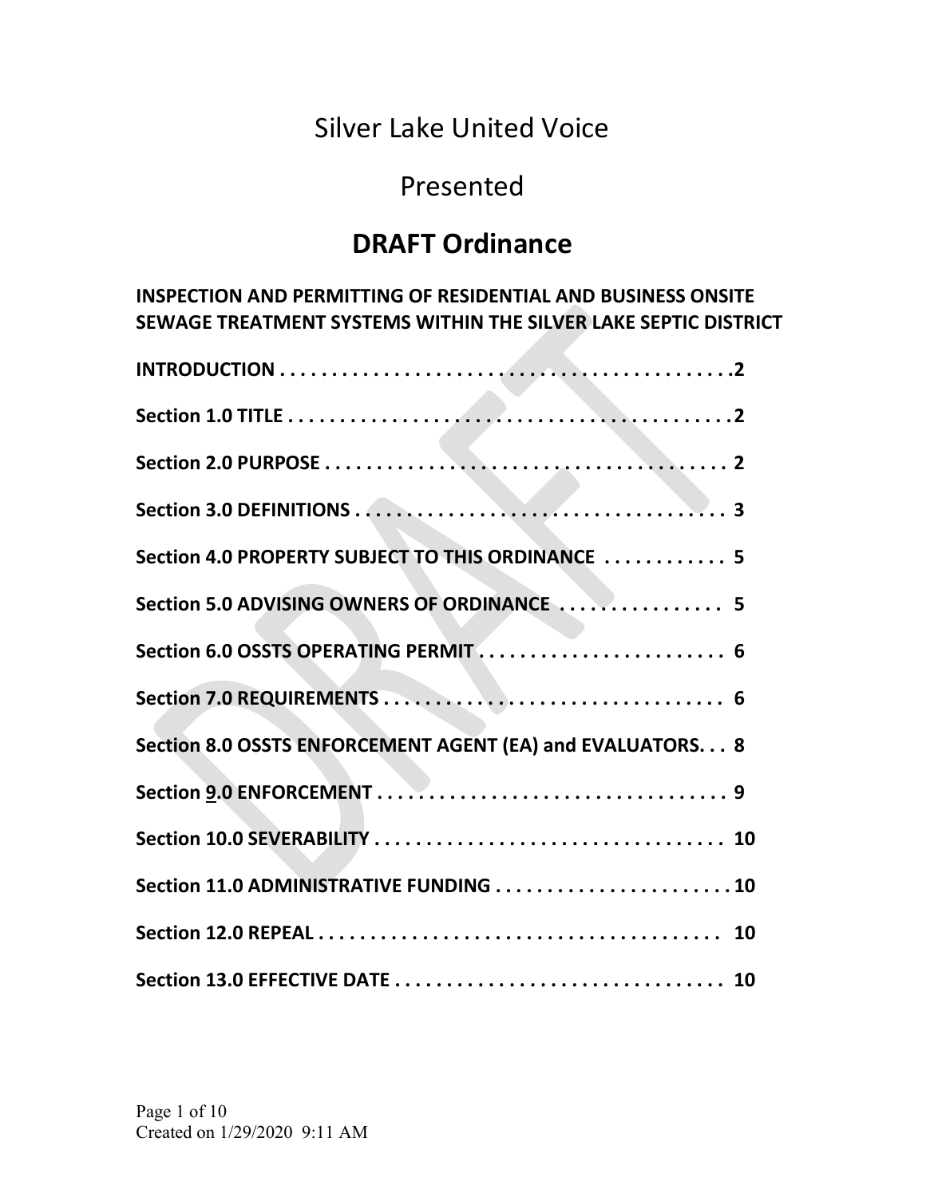# Silver Lake United Voice

## Presented

## DRAFT Ordinance

**INSPECTION AND PERMITTING OF RESIDENTIAL AND BUSINESS ONSITE SEWAGE TREATMENT SYSTEMS WITHIN THE SILVER LAKE SEPTIC DISTRICT**

**INTRODUCTION . . . . . . . . . . . . . . . . . . . . . . . . . . . . . . . . . . . . . . . . . . 2**

**Section 1.0 TITLE . . . . . . . . . . . . . . . . . . . . . . . . . . . . . . . . . . . . . . . . . 2**

**Section 2.0 PURPOSE . . . . . . . . . . . . . . . . . . . . . . . . . . . . . . . . . . . . . . 2**

**Section 3.0 DEFINITIONS . . . . . . . . . . . . . . . . . . . . . . . . . . . . . . . . . . . 3**

**Section 4.0 PROPERTY SUBJECT TO THIS ORDINANCE . . . . . . . . . . . . 5**

**Section 5.0 ADVISING OWNERS OF ORDINANCE . . . . . . . . . . . . . . . . 5**

**Section 6.0 OSSTS OPERATING PERMIT . . . . . . . . . . . . . . . . . . . . . . . . 6**

**Section 7.0 REQUIREMENTS . . . . . . . . . . . . . . . . . . . . . . . . . . . . . . . . 6**

**Section 8.0 OSSTS ENFORCEMENT AGENT (EA) and EVALUATORS. . . 8**

**Section 9.0 ENFORCEMENT . . . . . . . . . . . . . . . . . . . . . . . . . . . . . . . . . 9**

**Section 10.0 SEVERABILITY . . . . . . . . . . . . . . . . . . . . . . . . . . . . . . . . . 10**

**Section 11.0 ADMINISTRATIVE FUNDING . . . . . . . . . . . . . . . . . . . . . . . 10**

**Section 12.0 REPEAL . . . . . . . . . . . . . . . . . . . . . . . . . . . . . . . . . . . . . . . 10**

**Section 13.0 EFFECTIVE DATE . . . . . . . . . . . . . . . . . . . . . . . . . . . . . . . 10**

Created on 1/29/2020 9:11 AM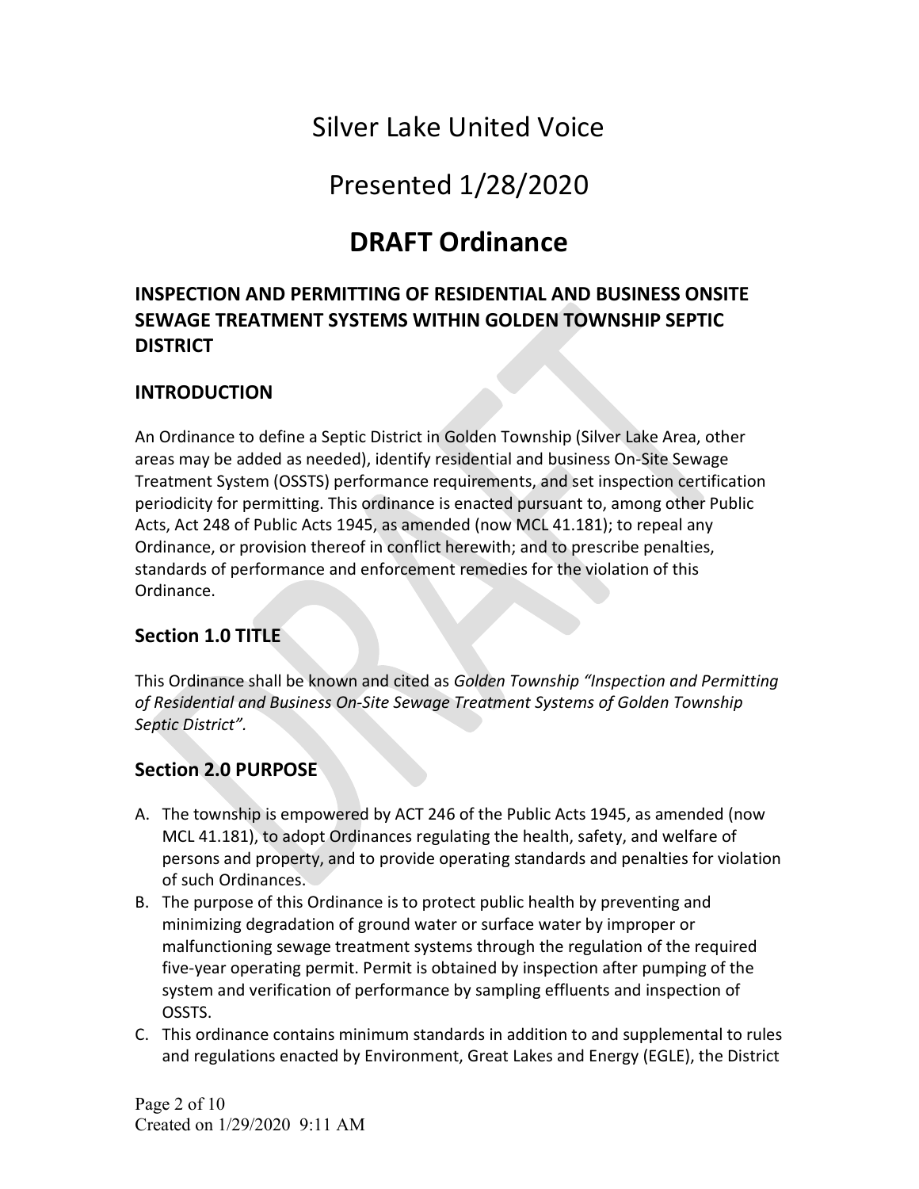# Silver Lake United Voice

# Presented 1/28/2020

# DRAFT Ordinance

## INSPECTION AND PERMITTING OF RESIDENTIAL AND BUSINESS ONSITE SEWAGE TREATMENT SYSTEMS WITHIN GOLDEN TOWNSHIP SEPTIC DISTRICT

## INTRODUCTION

An Ordinance to define a Septic District in Golden Township (Silver Lake Area, other areas may be added as needed), identify residential and business On-Site Sewage Treatment System (OSSTS) performance requirements, and set inspection certification periodicity for permitting. This ordinance is enacted pursuant to, among other Public Acts, Act 248 of Public Acts 1945, as amended (now MCL 41.181); to repeal any Ordinance, or provision thereof in conflict herewith; and to prescribe penalties, standards of performance and enforcement remedies for the violation of this Ordinance.

## Section 1.0 TITLE

This Ordinance shall be known and cited as *Golden Township "Inspection and Permitting of Residential and Business On-Site Sewage Treatment Systems of Golden Township Septic District".*

## Section 2.0 PURPOSE

A. The township is empowered by ACT 246 of the Public Acts 1945, as amended (now MCL 41.181), to adopt Ordinances regulating the health, safety, and welfare of persons and property, and to provide operating standards and penalties for violation of such Ordinances.
B. The purpose of this Ordinance is to protect public health by preventing and minimizing degradation of ground water or surface water by improper or malfunctioning sewage treatment systems through the regulation of the required five-year operating permit. Permit is obtained by inspection after pumping of the system and verification of performance by sampling effluents and inspection of OSSTS.
C. This ordinance contains minimum standards in addition to and supplemental to rules and regulations enacted by Environment, Great Lakes and Energy (EGLE), the District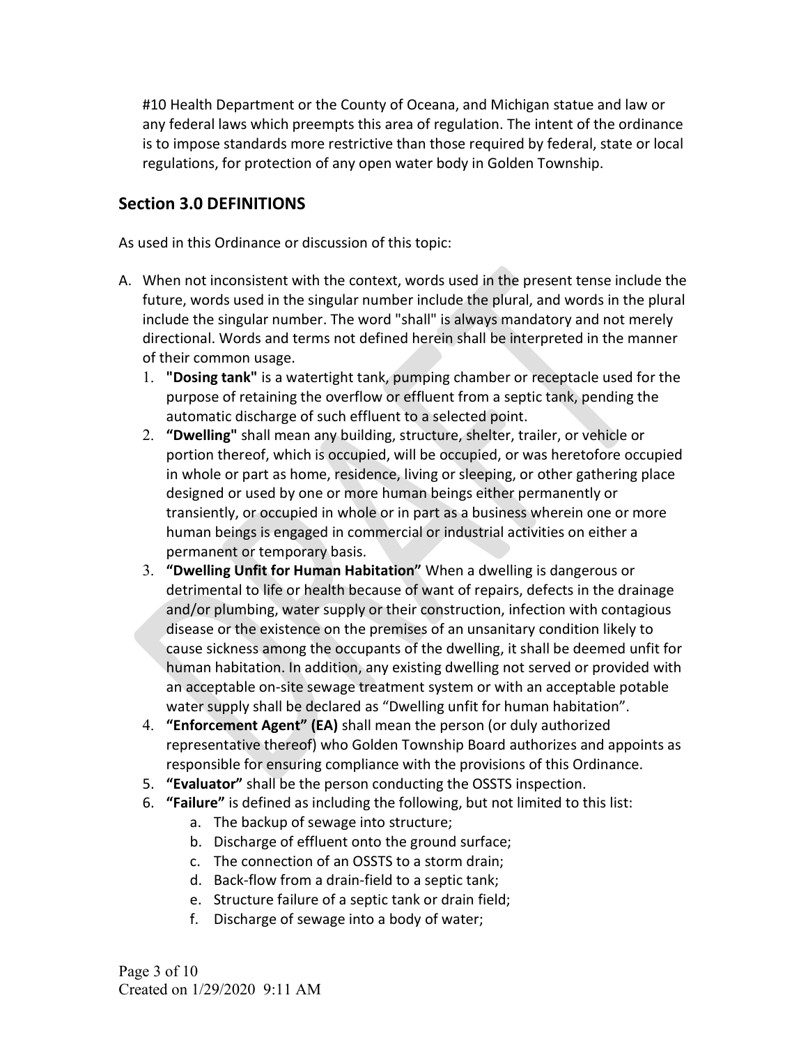#10 Health Department or the County of Oceana, and Michigan statue and law or any federal laws which preempts this area of regulation. The intent of the ordinance is to impose standards more restrictive than those required by federal, state or local regulations, for protection of any open water body in Golden Township.

## Section 3.0 DEFINITIONS

As used in this Ordinance or discussion of this topic:

A. When not inconsistent with the context, words used in the present tense include the future, words used in the singular number include the plural, and words in the plural include the singular number. The word "shall" is always mandatory and not merely directional. Words and terms not defined herein shall be interpreted in the manner of their common usage.
   1. **"Dosing tank"** is a watertight tank, pumping chamber or receptacle used for the purpose of retaining the overflow or effluent from a septic tank, pending the automatic discharge of such effluent to a selected point.
   2. **"Dwelling"** shall mean any building, structure, shelter, trailer, or vehicle or portion thereof, which is occupied, will be occupied, or was heretofore occupied in whole or part as home, residence, living or sleeping, or other gathering place designed or used by one or more human beings either permanently or transiently, or occupied in whole or in part as a business wherein one or more human beings is engaged in commercial or industrial activities on either a permanent or temporary basis.
   3. **"Dwelling Unfit for Human Habitation"** When a dwelling is dangerous or detrimental to life or health because of want of repairs, defects in the drainage and/or plumbing, water supply or their construction, infection with contagious disease or the existence on the premises of an unsanitary condition likely to cause sickness among the occupants of the dwelling, it shall be deemed unfit for human habitation. In addition, any existing dwelling not served or provided with an acceptable on-site sewage treatment system or with an acceptable potable water supply shall be declared as "Dwelling unfit for human habitation".
   4. **"Enforcement Agent" (EA)** shall mean the person (or duly authorized representative thereof) who Golden Township Board authorizes and appoints as responsible for ensuring compliance with the provisions of this Ordinance.
   5. **"Evaluator"** shall be the person conducting the OSSTS inspection.
   6. **"Failure"** is defined as including the following, but not limited to this list:
      a. The backup of sewage into structure;
      b. Discharge of effluent onto the ground surface;
      c. The connection of an OSSTS to a storm drain;
      d. Back-flow from a drain-field to a septic tank;
      e. Structure failure of a septic tank or drain field;
      f. Discharge of sewage into a body of water;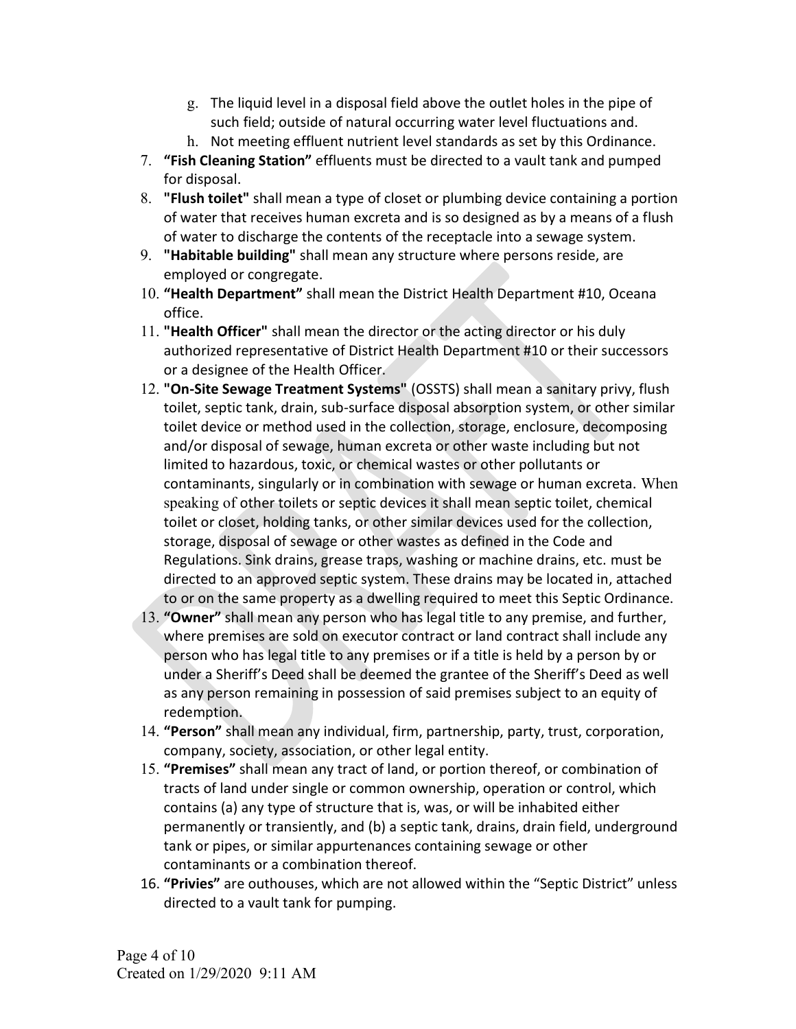g. The liquid level in a disposal field above the outlet holes in the pipe of such field; outside of natural occurring water level fluctuations and.
   h. Not meeting effluent nutrient level standards as set by this Ordinance.
7. **"Fish Cleaning Station"** effluents must be directed to a vault tank and pumped for disposal.
8. **"Flush toilet"** shall mean a type of closet or plumbing device containing a portion of water that receives human excreta and is so designed as by a means of a flush of water to discharge the contents of the receptacle into a sewage system.
9. **"Habitable building"** shall mean any structure where persons reside, are employed or congregate.
10. **"Health Department"** shall mean the District Health Department #10, Oceana office.
11. **"Health Officer"** shall mean the director or the acting director or his duly authorized representative of District Health Department #10 or their successors or a designee of the Health Officer.
12. **"On-Site Sewage Treatment Systems"** (OSSTS) shall mean a sanitary privy, flush toilet, septic tank, drain, sub-surface disposal absorption system, or other similar toilet device or method used in the collection, storage, enclosure, decomposing and/or disposal of sewage, human excreta or other waste including but not limited to hazardous, toxic, or chemical wastes or other pollutants or contaminants, singularly or in combination with sewage or human excreta. When speaking of other toilets or septic devices it shall mean septic toilet, chemical toilet or closet, holding tanks, or other similar devices used for the collection, storage, disposal of sewage or other wastes as defined in the Code and Regulations. Sink drains, grease traps, washing or machine drains, etc. must be directed to an approved septic system. These drains may be located in, attached to or on the same property as a dwelling required to meet this Septic Ordinance.
13. **"Owner"** shall mean any person who has legal title to any premise, and further, where premises are sold on executor contract or land contract shall include any person who has legal title to any premises or if a title is held by a person by or under a Sheriff's Deed shall be deemed the grantee of the Sheriff's Deed as well as any person remaining in possession of said premises subject to an equity of redemption.
14. **"Person"** shall mean any individual, firm, partnership, party, trust, corporation, company, society, association, or other legal entity.
15. **"Premises"** shall mean any tract of land, or portion thereof, or combination of tracts of land under single or common ownership, operation or control, which contains (a) any type of structure that is, was, or will be inhabited either permanently or transiently, and (b) a septic tank, drains, drain field, underground tank or pipes, or similar appurtenances containing sewage or other contaminants or a combination thereof.
16. **"Privies"** are outhouses, which are not allowed within the "Septic District" unless directed to a vault tank for pumping.

Created on 1/29/2020 9:11 AM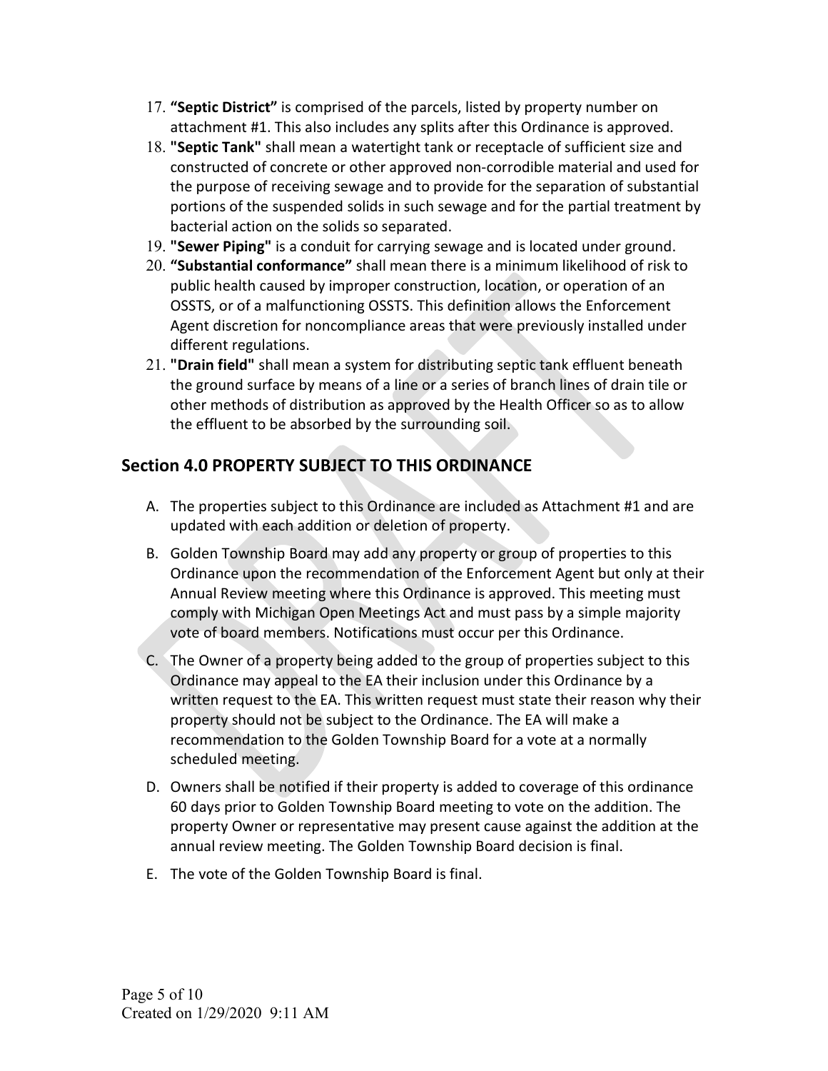17. **"Septic District"** is comprised of the parcels, listed by property number on attachment #1. This also includes any splits after this Ordinance is approved.
18. **"Septic Tank"** shall mean a watertight tank or receptacle of sufficient size and constructed of concrete or other approved non-corrodible material and used for the purpose of receiving sewage and to provide for the separation of substantial portions of the suspended solids in such sewage and for the partial treatment by bacterial action on the solids so separated.
19. **"Sewer Piping"** is a conduit for carrying sewage and is located under ground.
20. **"Substantial conformance"** shall mean there is a minimum likelihood of risk to public health caused by improper construction, location, or operation of an OSSTS, or of a malfunctioning OSSTS. This definition allows the Enforcement Agent discretion for noncompliance areas that were previously installed under different regulations.
21. **"Drain field"** shall mean a system for distributing septic tank effluent beneath the ground surface by means of a line or a series of branch lines of drain tile or other methods of distribution as approved by the Health Officer so as to allow the effluent to be absorbed by the surrounding soil.

## Section 4.0 PROPERTY SUBJECT TO THIS ORDINANCE

A. The properties subject to this Ordinance are included as Attachment #1 and are updated with each addition or deletion of property.

B. Golden Township Board may add any property or group of properties to this Ordinance upon the recommendation of the Enforcement Agent but only at their Annual Review meeting where this Ordinance is approved. This meeting must comply with Michigan Open Meetings Act and must pass by a simple majority vote of board members. Notifications must occur per this Ordinance.

C. The Owner of a property being added to the group of properties subject to this Ordinance may appeal to the EA their inclusion under this Ordinance by a written request to the EA. This written request must state their reason why their property should not be subject to the Ordinance. The EA will make a recommendation to the Golden Township Board for a vote at a normally scheduled meeting.

D. Owners shall be notified if their property is added to coverage of this ordinance 60 days prior to Golden Township Board meeting to vote on the addition. The property Owner or representative may present cause against the addition at the annual review meeting. The Golden Township Board decision is final.

E. The vote of the Golden Township Board is final.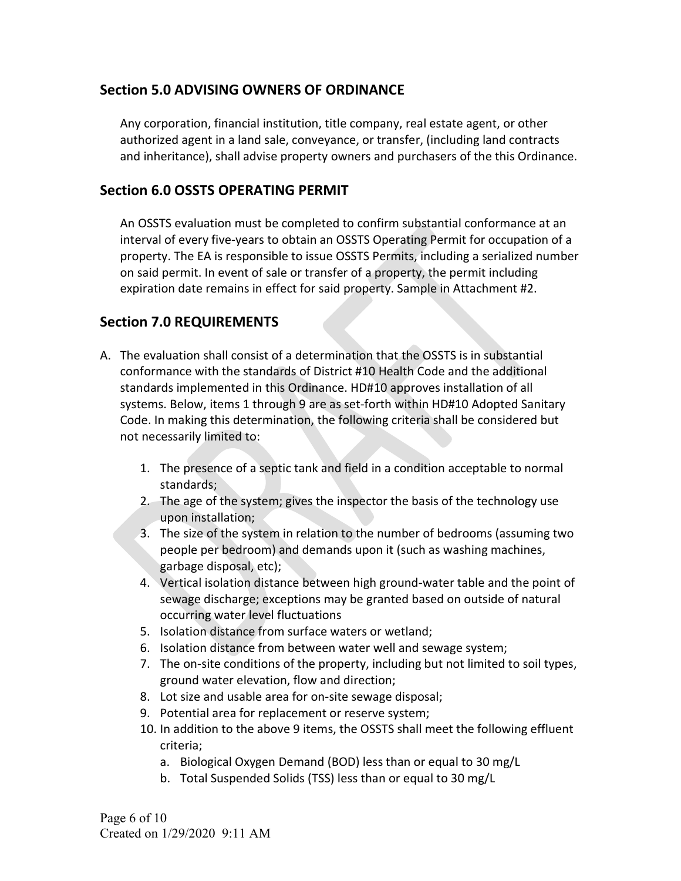## Section 5.0 ADVISING OWNERS OF ORDINANCE

Any corporation, financial institution, title company, real estate agent, or other authorized agent in a land sale, conveyance, or transfer, (including land contracts and inheritance), shall advise property owners and purchasers of the this Ordinance.

## Section 6.0 OSSTS OPERATING PERMIT

An OSSTS evaluation must be completed to confirm substantial conformance at an interval of every five-years to obtain an OSSTS Operating Permit for occupation of a property. The EA is responsible to issue OSSTS Permits, including a serialized number on said permit. In event of sale or transfer of a property, the permit including expiration date remains in effect for said property. Sample in Attachment #2.

## Section 7.0 REQUIREMENTS

A. The evaluation shall consist of a determination that the OSSTS is in substantial conformance with the standards of District #10 Health Code and the additional standards implemented in this Ordinance. HD#10 approves installation of all systems. Below, items 1 through 9 are as set-forth within HD#10 Adopted Sanitary Code. In making this determination, the following criteria shall be considered but not necessarily limited to:

1. The presence of a septic tank and field in a condition acceptable to normal standards;
2. The age of the system; gives the inspector the basis of the technology use upon installation;
3. The size of the system in relation to the number of bedrooms (assuming two people per bedroom) and demands upon it (such as washing machines, garbage disposal, etc);
4. Vertical isolation distance between high ground-water table and the point of sewage discharge; exceptions may be granted based on outside of natural occurring water level fluctuations
5. Isolation distance from surface waters or wetland;
6. Isolation distance from between water well and sewage system;
7. The on-site conditions of the property, including but not limited to soil types, ground water elevation, flow and direction;
8. Lot size and usable area for on-site sewage disposal;
9. Potential area for replacement or reserve system;
10. In addition to the above 9 items, the OSSTS shall meet the following effluent criteria;
    a. Biological Oxygen Demand (BOD) less than or equal to 30 mg/L
    b. Total Suspended Solids (TSS) less than or equal to 30 mg/L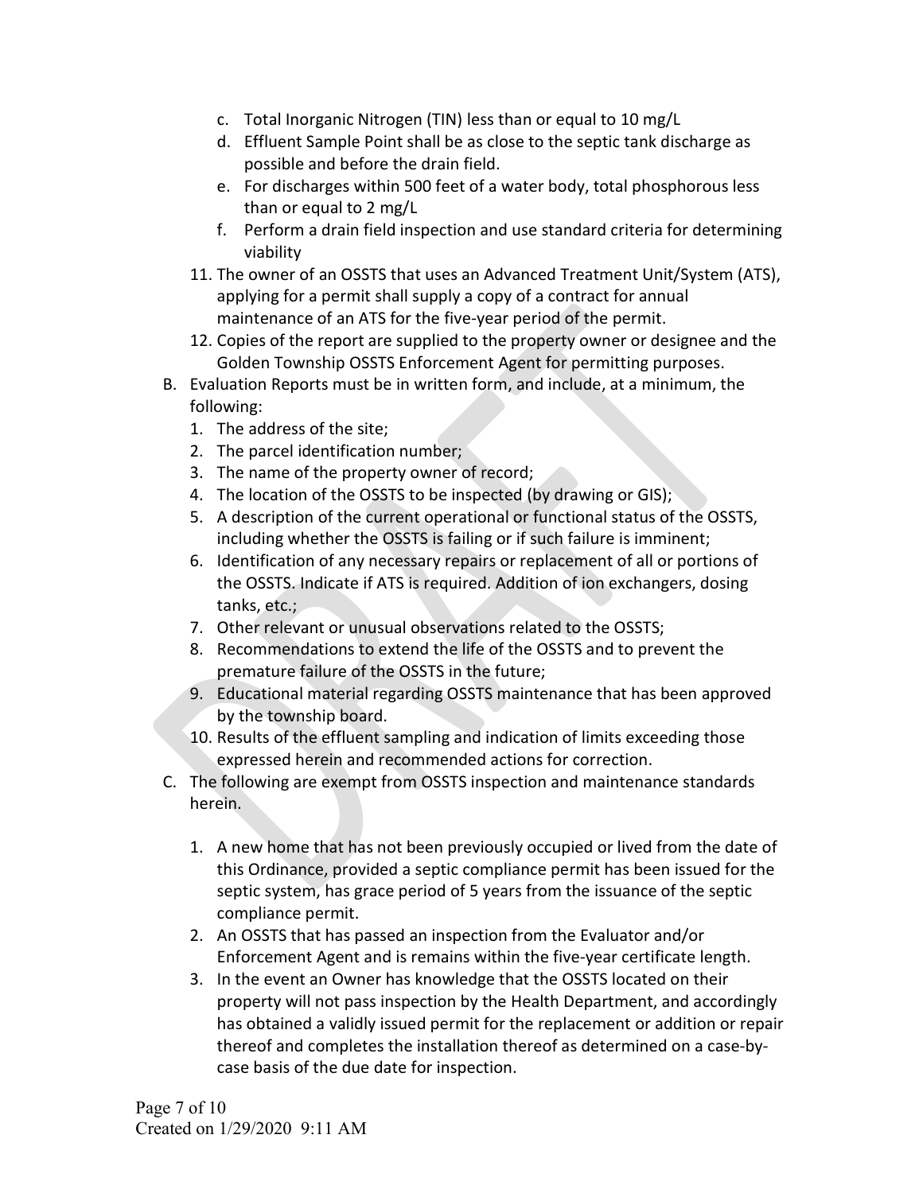c. Total Inorganic Nitrogen (TIN) less than or equal to 10 mg/L
   d. Effluent Sample Point shall be as close to the septic tank discharge as possible and before the drain field.
   e. For discharges within 500 feet of a water body, total phosphorous less than or equal to 2 mg/L
   f. Perform a drain field inspection and use standard criteria for determining viability

11. The owner of an OSSTS that uses an Advanced Treatment Unit/System (ATS), applying for a permit shall supply a copy of a contract for annual maintenance of an ATS for the five-year period of the permit.
12. Copies of the report are supplied to the property owner or designee and the Golden Township OSSTS Enforcement Agent for permitting purposes.

B. Evaluation Reports must be in written form, and include, at a minimum, the following:
   1. The address of the site;
   2. The parcel identification number;
   3. The name of the property owner of record;
   4. The location of the OSSTS to be inspected (by drawing or GIS);
   5. A description of the current operational or functional status of the OSSTS, including whether the OSSTS is failing or if such failure is imminent;
   6. Identification of any necessary repairs or replacement of all or portions of the OSSTS. Indicate if ATS is required. Addition of ion exchangers, dosing tanks, etc.;
   7. Other relevant or unusual observations related to the OSSTS;
   8. Recommendations to extend the life of the OSSTS and to prevent the premature failure of the OSSTS in the future;
   9. Educational material regarding OSSTS maintenance that has been approved by the township board.
   10. Results of the effluent sampling and indication of limits exceeding those expressed herein and recommended actions for correction.

C. The following are exempt from OSSTS inspection and maintenance standards herein.

   1. A new home that has not been previously occupied or lived from the date of this Ordinance, provided a septic compliance permit has been issued for the septic system, has grace period of 5 years from the issuance of the septic compliance permit.
   2. An OSSTS that has passed an inspection from the Evaluator and/or Enforcement Agent and is remains within the five-year certificate length.
   3. In the event an Owner has knowledge that the OSSTS located on their property will not pass inspection by the Health Department, and accordingly has obtained a validly issued permit for the replacement or addition or repair thereof and completes the installation thereof as determined on a case-by-case basis of the due date for inspection.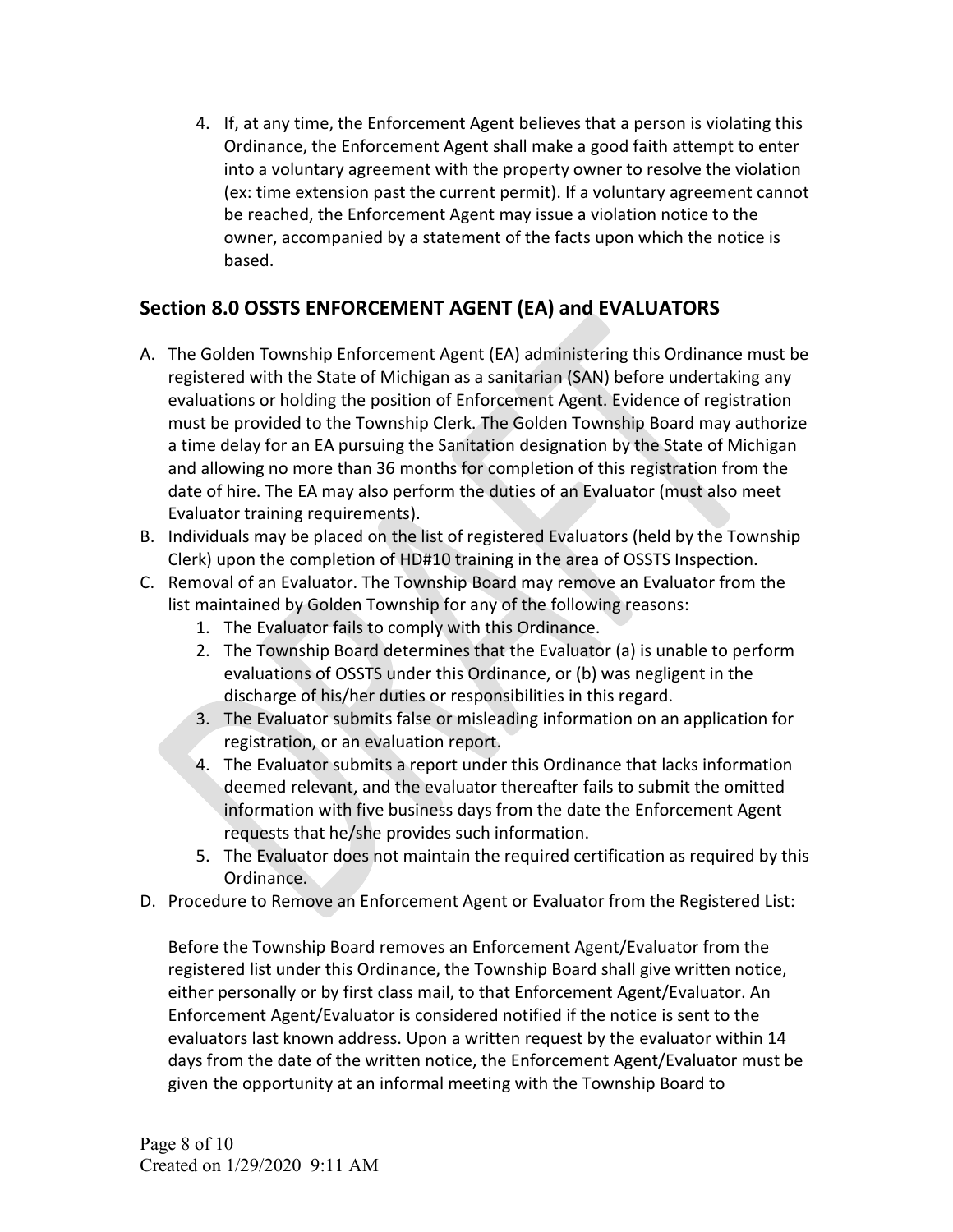4. If, at any time, the Enforcement Agent believes that a person is violating this Ordinance, the Enforcement Agent shall make a good faith attempt to enter into a voluntary agreement with the property owner to resolve the violation (ex: time extension past the current permit). If a voluntary agreement cannot be reached, the Enforcement Agent may issue a violation notice to the owner, accompanied by a statement of the facts upon which the notice is based.

## Section 8.0 OSSTS ENFORCEMENT AGENT (EA) and EVALUATORS

A. The Golden Township Enforcement Agent (EA) administering this Ordinance must be registered with the State of Michigan as a sanitarian (SAN) before undertaking any evaluations or holding the position of Enforcement Agent. Evidence of registration must be provided to the Township Clerk. The Golden Township Board may authorize a time delay for an EA pursuing the Sanitation designation by the State of Michigan and allowing no more than 36 months for completion of this registration from the date of hire. The EA may also perform the duties of an Evaluator (must also meet Evaluator training requirements).
B. Individuals may be placed on the list of registered Evaluators (held by the Township Clerk) upon the completion of HD#10 training in the area of OSSTS Inspection.
C. Removal of an Evaluator. The Township Board may remove an Evaluator from the list maintained by Golden Township for any of the following reasons:
    1. The Evaluator fails to comply with this Ordinance.
    2. The Township Board determines that the Evaluator (a) is unable to perform evaluations of OSSTS under this Ordinance, or (b) was negligent in the discharge of his/her duties or responsibilities in this regard.
    3. The Evaluator submits false or misleading information on an application for registration, or an evaluation report.
    4. The Evaluator submits a report under this Ordinance that lacks information deemed relevant, and the evaluator thereafter fails to submit the omitted information with five business days from the date the Enforcement Agent requests that he/she provides such information.
    5. The Evaluator does not maintain the required certification as required by this Ordinance.
D. Procedure to Remove an Enforcement Agent or Evaluator from the Registered List:

    Before the Township Board removes an Enforcement Agent/Evaluator from the registered list under this Ordinance, the Township Board shall give written notice, either personally or by first class mail, to that Enforcement Agent/Evaluator. An Enforcement Agent/Evaluator is considered notified if the notice is sent to the evaluators last known address. Upon a written request by the evaluator within 14 days from the date of the written notice, the Enforcement Agent/Evaluator must be given the opportunity at an informal meeting with the Township Board to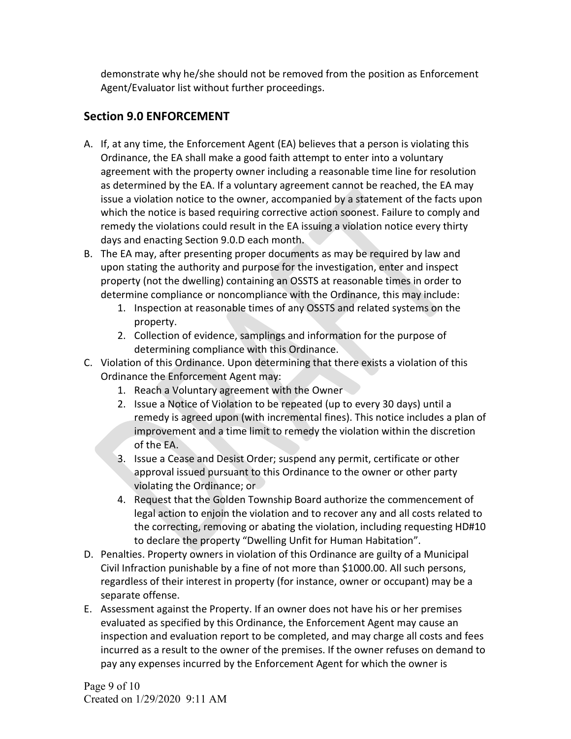demonstrate why he/she should not be removed from the position as Enforcement Agent/Evaluator list without further proceedings.

## Section 9.0 ENFORCEMENT

A. If, at any time, the Enforcement Agent (EA) believes that a person is violating this Ordinance, the EA shall make a good faith attempt to enter into a voluntary agreement with the property owner including a reasonable time line for resolution as determined by the EA. If a voluntary agreement cannot be reached, the EA may issue a violation notice to the owner, accompanied by a statement of the facts upon which the notice is based requiring corrective action soonest. Failure to comply and remedy the violations could result in the EA issuing a violation notice every thirty days and enacting Section 9.0.D each month.

B. The EA may, after presenting proper documents as may be required by law and upon stating the authority and purpose for the investigation, enter and inspect property (not the dwelling) containing an OSSTS at reasonable times in order to determine compliance or noncompliance with the Ordinance, this may include:
   1. Inspection at reasonable times of any OSSTS and related systems on the property.
   2. Collection of evidence, samplings and information for the purpose of determining compliance with this Ordinance.

C. Violation of this Ordinance. Upon determining that there exists a violation of this Ordinance the Enforcement Agent may:
   1. Reach a Voluntary agreement with the Owner
   2. Issue a Notice of Violation to be repeated (up to every 30 days) until a remedy is agreed upon (with incremental fines). This notice includes a plan of improvement and a time limit to remedy the violation within the discretion of the EA.
   3. Issue a Cease and Desist Order; suspend any permit, certificate or other approval issued pursuant to this Ordinance to the owner or other party violating the Ordinance; or
   4. Request that the Golden Township Board authorize the commencement of legal action to enjoin the violation and to recover any and all costs related to the correcting, removing or abating the violation, including requesting HD#10 to declare the property "Dwelling Unfit for Human Habitation".

D. Penalties. Property owners in violation of this Ordinance are guilty of a Municipal Civil Infraction punishable by a fine of not more than $1000.00. All such persons, regardless of their interest in property (for instance, owner or occupant) may be a separate offense.

E. Assessment against the Property. If an owner does not have his or her premises evaluated as specified by this Ordinance, the Enforcement Agent may cause an inspection and evaluation report to be completed, and may charge all costs and fees incurred as a result to the owner of the premises. If the owner refuses on demand to pay any expenses incurred by the Enforcement Agent for which the owner is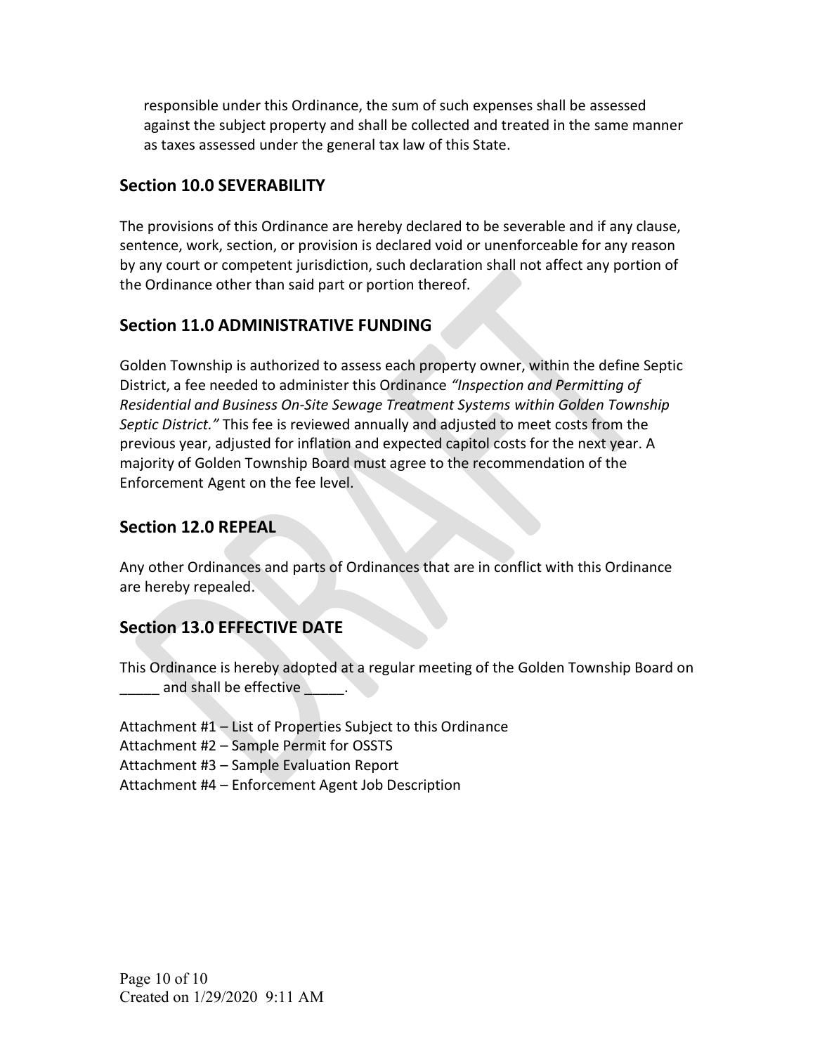responsible under this Ordinance, the sum of such expenses shall be assessed against the subject property and shall be collected and treated in the same manner as taxes assessed under the general tax law of this State.

## Section 10.0 SEVERABILITY

The provisions of this Ordinance are hereby declared to be severable and if any clause, sentence, work, section, or provision is declared void or unenforceable for any reason by any court or competent jurisdiction, such declaration shall not affect any portion of the Ordinance other than said part or portion thereof.

## Section 11.0 ADMINISTRATIVE FUNDING

Golden Township is authorized to assess each property owner, within the define Septic District, a fee needed to administer this Ordinance *"Inspection and Permitting of Residential and Business On-Site Sewage Treatment Systems within Golden Township Septic District."* This fee is reviewed annually and adjusted to meet costs from the previous year, adjusted for inflation and expected capitol costs for the next year. A majority of Golden Township Board must agree to the recommendation of the Enforcement Agent on the fee level.

## Section 12.0 REPEAL

Any other Ordinances and parts of Ordinances that are in conflict with this Ordinance are hereby repealed.

## Section 13.0 EFFECTIVE DATE

This Ordinance is hereby adopted at a regular meeting of the Golden Township Board on _____ and shall be effective _____.

Attachment #1 – List of Properties Subject to this Ordinance
Attachment #2 – Sample Permit for OSSTS
Attachment #3 – Sample Evaluation Report
Attachment #4 – Enforcement Agent Job Description

Created on 1/29/2020 9:11 AM